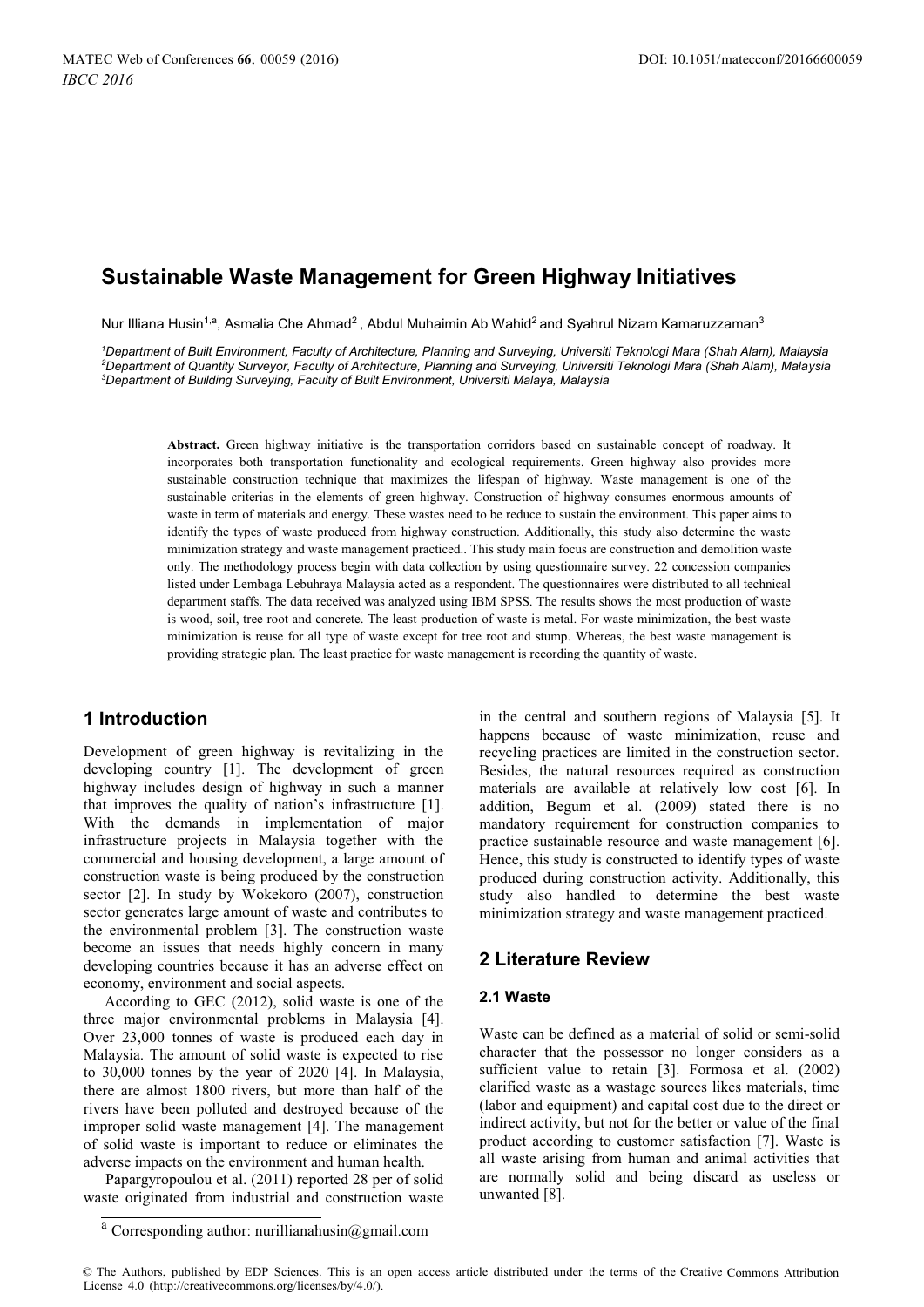# Sustainable Waste Management for Green Highway Initiatives

Nur Illiana Husin[1,a], Asmalia Che Ahmad[2] , Abdul Muhaimin Ab Wahid[2] and Syahrul Nizam Kamaruzzaman[3]

[1]*Department of Built Environment, Faculty of Architecture, Planning and Surveying, Universiti Teknologi Mara (Shah Alam), Malaysia*
[2]*Department of Quantity Surveyor, Faculty of Architecture, Planning and Surveying, Universiti Teknologi Mara (Shah Alam), Malaysia*
[3]*Department of Building Surveying, Faculty of Built Environment, Universiti Malaya, Malaysia*

**Abstract.** Green highway initiative is the transportation corridors based on sustainable concept of roadway. It incorporates both transportation functionality and ecological requirements. Green highway also provides more sustainable construction technique that maximizes the lifespan of highway. Waste management is one of the sustainable criterias in the elements of green highway. Construction of highway consumes enormous amounts of waste in term of materials and energy. These wastes need to be reduce to sustain the environment. This paper aims to identify the types of waste produced from highway construction. Additionally, this study also determine the waste minimization strategy and waste management practiced.. This study main focus are construction and demolition wastes only. The methodology process begin with data collection by using questionnaire survey. 22 concession companies listed under Lembaga Lebuhraya Malaysia acted as a respondent. The questionnaires were distributed to all technical department staffs. The data received was analyzed using IBM SPSS. The results shows the most production of waste is wood, soil, tree root and concrete. The least production of waste is metal. For waste minimization, the best waste minimization is reuse for all type of waste except for tree root and stump. Whereas, the best waste management is providing strategic plan. The least practice for waste management is recording the quantity of waste.

## 1 Introduction

Development of green highway is revitalizing in the developing country [1]. The development of green highway includes design of highway in such a manner that improves the quality of nation's infrastructure [1]. With the demands in implementation of major infrastructure projects in Malaysia together with the commercial and housing development, a large amount of construction waste is being produced by the construction sector [2]. In study by Wokekoro (2007), construction sector generates large amount of waste and contributes to the environmental problem [3]. The construction waste become an issues that needs highly concern in many developing countries because it has an adverse effect on economy, environment and social aspects.

According to GEC (2012), solid waste is one of the three major environmental problems in Malaysia [4]. Over 23,000 tonnes of waste is produced each day in Malaysia. The amount of solid waste is expected to rise to 30,000 tonnes by the year of 2020 [4]. In Malaysia, there are almost 1800 rivers, but more than half of the rivers have been polluted and destroyed because of the improper solid waste management [4]. The management of solid waste is important to reduce or eliminates the adverse impacts on the environment and human health.

Papargyropoulou et al. (2011) reported 28 per of solid waste originated from industrial and construction waste in the central and southern regions of Malaysia [5]. It happens because of waste minimization, reuse and recycling practices are limited in the construction sector. Besides, the natural resources required as construction materials are available at relatively low cost [6]. In addition, Begum et al. (2009) stated there is no mandatory requirement for construction companies to practice sustainable resource and waste management [6]. Hence, this study is constructed to identify types of waste produced during construction activity. Additionally, this study also handled to determine the best waste minimization strategy and waste management practiced.

## 2 Literature Review

### 2.1 Waste

Waste can be defined as a material of solid or semi-solid character that the possessor no longer considers as a sufficient value to retain [3]. Formosa et al. (2002) clarified waste as a wastage sources likes materials, time (labor and equipment) and capital cost due to the direct or indirect activity, but not for the better or value of the final product according to customer satisfaction [7]. Waste is all waste arising from human and animal activities that are normally solid and being discard as useless or unwanted [8].

[a] Corresponding author: nurillianahusin@gmail.com

© The Authors, published by EDP Sciences. This is an open access article distributed under the terms of the Creative Commons Attribution License 4.0 (http://creativecommons.org/licenses/by/4.0/).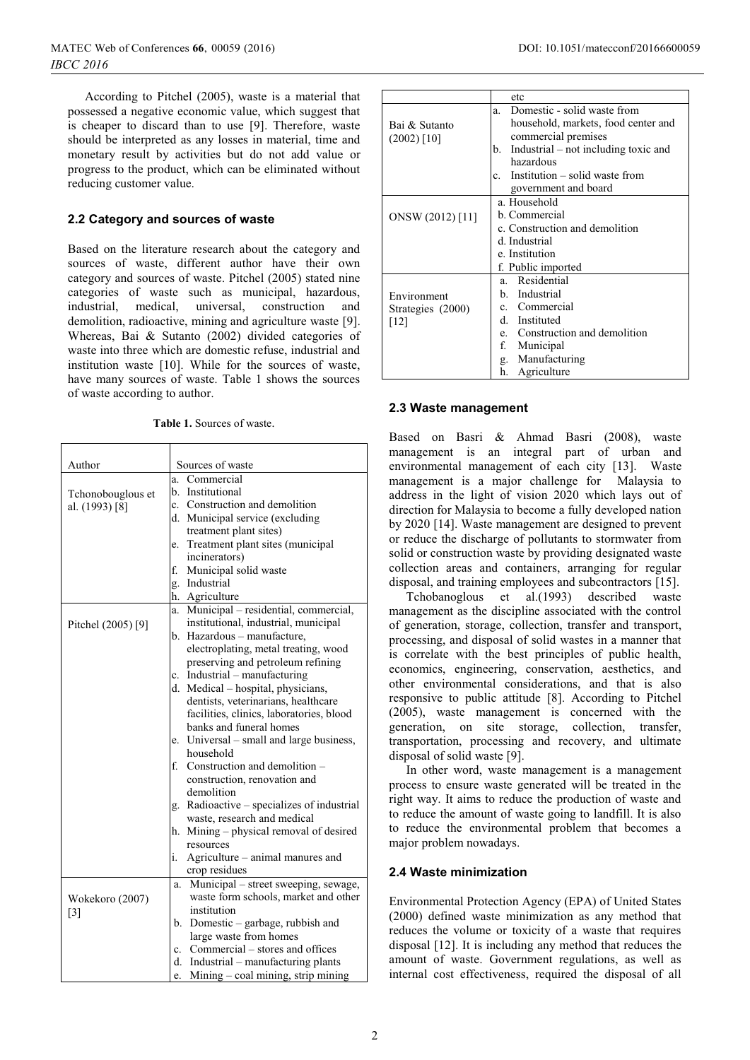According to Pitchel (2005), waste is a material that possessed a negative economic value, which suggest that is cheaper to discard than to use [9]. Therefore, waste should be interpreted as any losses in material, time and monetary result by activities but do not add value or progress to the product, which can be eliminated without reducing customer value.

### 2.2 Category and sources of waste

Based on the literature research about the category and sources of waste, different author have their own category and sources of waste. Pitchel (2005) stated nine categories of waste such as municipal, hazardous, industrial, medical, universal, construction and demolition, radioactive, mining and agriculture waste [9]. Whereas, Bai & Sutanto (2002) divided categories of waste into three which are domestic refuse, industrial and institution waste [10]. While for the sources of waste, have many sources of waste. Table 1 shows the sources of waste according to author.

**Table 1.** Sources of waste.

| Author | Sources of waste |
|---|---|
| Tchonobouglous et al. (1993) [8] | a. Commercial<br>b. Institutional<br>c. Construction and demolition<br>d. Municipal service (excluding treatment plant sites)<br>e. Treatment plant sites (municipal incinerators)<br>f. Municipal solid waste<br>g. Industrial<br>h. Agriculture |
| Pitchel (2005) [9] | a. Municipal – residential, commercial, institutional, industrial, municipal<br>b. Hazardous – manufacture, electroplating, metal treating, wood preserving and petroleum refining<br>c. Industrial – manufacturing<br>d. Medical – hospital, physicians, dentists, veterinarians, healthcare facilities, clinics, laboratories, blood banks and funeral homes<br>e. Universal – small and large business, household<br>f. Construction and demolition – construction, renovation and demolition<br>g. Radioactive – specializes of industrial waste, research and medical<br>h. Mining – physical removal of desired resources<br>i. Agriculture – animal manures and crop residues |
| Wokekoro (2007) [3] | a. Municipal – street sweeping, sewage, waste form schools, market and other institution<br>b. Domestic – garbage, rubbish and large waste from homes<br>c. Commercial – stores and offices<br>d. Industrial – manufacturing plants<br>e. Mining – coal mining, strip mining etc |
| Bai & Sutanto (2002) [10] | a. Domestic - solid waste from household, markets, food center and commercial premises<br>b. Industrial – not including toxic and hazardous<br>c. Institution – solid waste from government and board |
| ONSW (2012) [11] | a. Household<br>b. Commercial<br>c. Construction and demolition<br>d. Industrial<br>e. Institution<br>f. Public imported |
| Environment Strategies (2000) [12] | a. Residential<br>b. Industrial<br>c. Commercial<br>d. Instituted<br>e. Construction and demolition<br>f. Municipal<br>g. Manufacturing<br>h. Agriculture |

### 2.3 Waste management

Based on Basri & Ahmad Basri (2008), waste management is an integral part of urban and environmental management of each city [13]. Waste management is a major challenge for Malaysia to address in the light of vision 2020 which lays out of direction for Malaysia to become a fully developed nation by 2020 [14]. Waste management are designed to prevent or reduce the discharge of pollutants to stormwater from solid or construction waste by providing designated waste collection areas and containers, arranging for regular disposal, and training employees and subcontractors [15].

Tchobanoglous et al.(1993) described waste management as the discipline associated with the control of generation, storage, collection, transfer and transport, processing, and disposal of solid wastes in a manner that is correlate with the best principles of public health, economics, engineering, conservation, aesthetics, and other environmental considerations, and that is also responsive to public attitude [8]. According to Pitchel (2005), waste management is concerned with the generation, on site storage, collection, transfer, transportation, processing and recovery, and ultimate disposal of solid waste [9].

In other word, waste management is a management process to ensure waste generated will be treated in the right way. It aims to reduce the production of waste and to reduce the amount of waste going to landfill. It is also to reduce the environmental problem that becomes a major problem nowadays.

### 2.4 Waste minimization

Environmental Protection Agency (EPA) of United States (2000) defined waste minimization as any method that reduces the volume or toxicity of a waste that requires disposal [12]. It is including any method that reduces the amount of waste. Government regulations, as well as internal cost effectiveness, required the disposal of all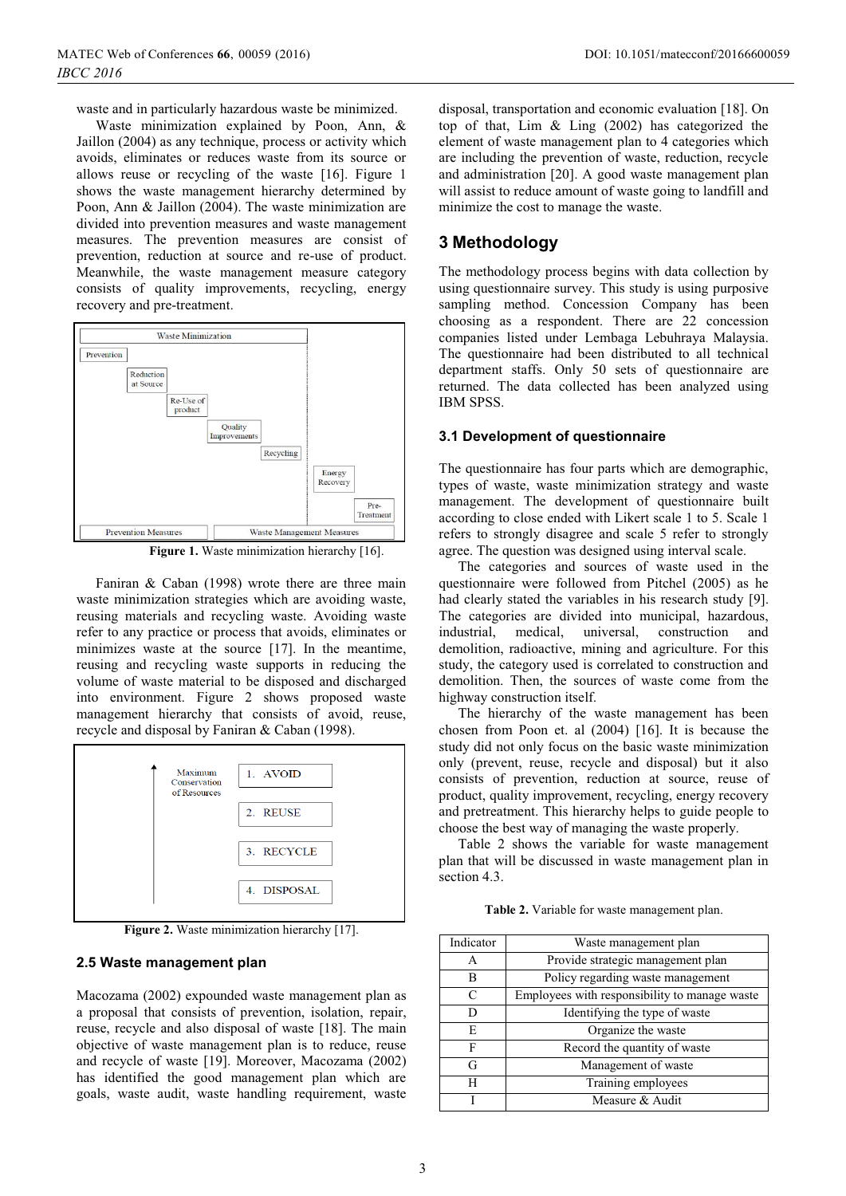waste and in particularly hazardous waste be minimized.

Waste minimization explained by Poon, Ann, & Jaillon (2004) as any technique, process or activity which avoids, eliminates or reduces waste from its source or allows reuse or recycling of the waste [16]. Figure 1 shows the waste management hierarchy determined by Poon, Ann & Jaillon (2004). The waste minimization are divided into prevention measures and waste management measures. The prevention measures are consist of prevention, reduction at source and re-use of product. Meanwhile, the waste management measure category consists of quality improvements, recycling, energy recovery and pre-treatment.

Waste Minimization

Prevention

Reduction at Source

Re-Use of product

Quality Improvements

Recycling

Energy Recovery

Pre-Treatment

Prevention Measures

Waste Management Measures

**Figure 1.** Waste minimization hierarchy [16].

Faniran & Caban (1998) wrote there are three main waste minimization strategies which are avoiding waste, reusing materials and recycling waste. Avoiding waste refer to any practice or process that avoids, eliminates or minimizes waste at the source [17]. In the meantime, reusing and recycling waste supports in reducing the volume of waste material to be disposed and discharged into environment. Figure 2 shows proposed waste management hierarchy that consists of avoid, reuse, recycle and disposal by Faniran & Caban (1998).

Maximum Conservation of Resources

1. AVOID

2. REUSE

3. RECYCLE

4. DISPOSAL

**Figure 2.** Waste minimization hierarchy [17].

### 2.5 Waste management plan

Macozama (2002) expounded waste management plan as a proposal that consists of prevention, isolation, repair, reuse, recycle and also disposal of waste [18]. The main objective of waste management plan is to reduce, reuse and recycle of waste [19]. Moreover, Macozama (2002) has identified the good management plan which are goals, waste audit, waste handling requirement, waste disposal, transportation and economic evaluation [18]. On top of that, Lim & Ling (2002) has categorized the element of waste management plan to 4 categories which are including the prevention of waste, reduction, recycle and administration [20]. A good waste management plan will assist to reduce amount of waste going to landfill and minimize the cost to manage the waste.

## 3 Methodology

The methodology process begins with data collection by using questionnaire survey. This study is using purposive sampling method. Concession Company has been choosing as a respondent. There are 22 concession companies listed under Lembaga Lebuhraya Malaysia. The questionnaire had been distributed to all technical department staffs. Only 50 sets of questionnaire are returned. The data collected has been analyzed using IBM SPSS.

### 3.1 Development of questionnaire

The questionnaire has four parts which are demographic, types of waste, waste minimization strategy and waste management. The development of questionnaire built according to close ended with Likert scale 1 to 5. Scale 1 refers to strongly disagree and scale 5 refer to strongly agree. The question was designed using interval scale.

The categories and sources of waste used in the questionnaire were followed from Pitchel (2005) as he had clearly stated the variables in his research study [9]. The categories are divided into municipal, hazardous, industrial, medical, universal, construction and demolition, radioactive, mining and agriculture. For this study, the category used is correlated to construction and demolition. Then, the sources of waste come from the highway construction itself.

The hierarchy of the waste management has been chosen from Poon et. al (2004) [16]. It is because the study did not only focus on the basic waste minimization only (prevent, reuse, recycle and disposal) but it also consists of prevention, reduction at source, reuse of product, quality improvement, recycling, energy recovery and pretreatment. This hierarchy helps to guide people to choose the best way of managing the waste properly.

Table 2 shows the variable for waste management plan that will be discussed in waste management plan in section 4.3.

**Table 2.** Variable for waste management plan.

| Indicator | Waste management plan |
|---|---|
| A | Provide strategic management plan |
| B | Policy regarding waste management |
| C | Employees with responsibility to manage waste |
| D | Identifying the type of waste |
| E | Organize the waste |
| F | Record the quantity of waste |
| G | Management of waste |
| H | Training employees |
| I | Measure & Audit |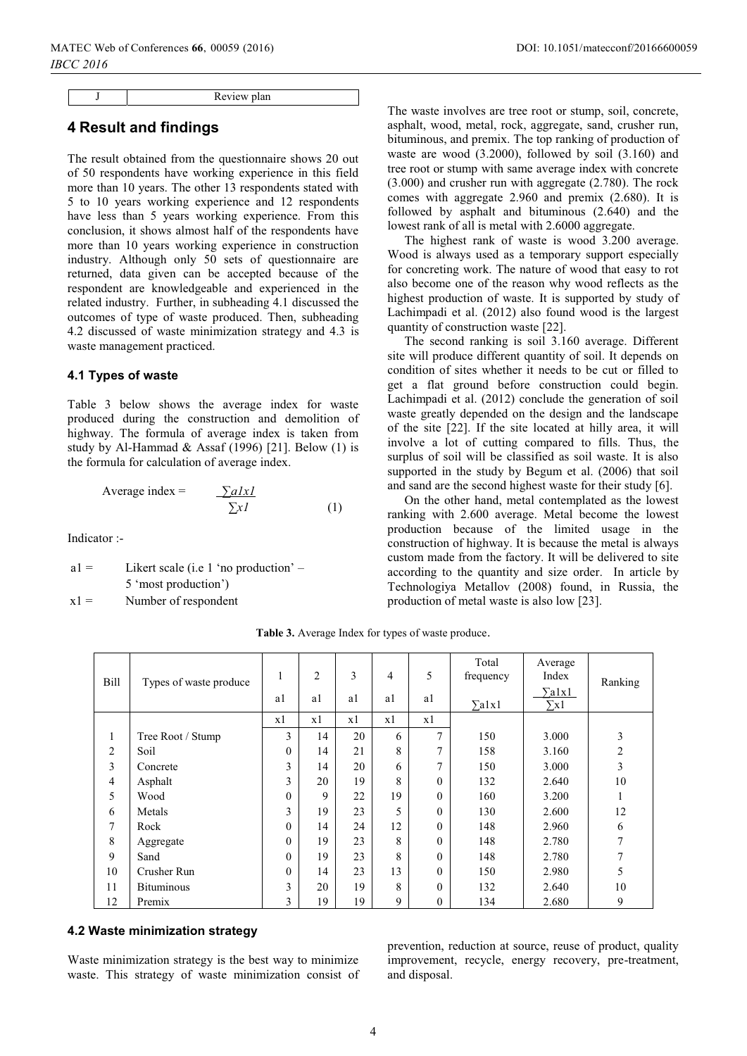| J | Review plan |
|---|---|

## 4 Result and findings

The result obtained from the questionnaire shows 20 out of 50 respondents have working experience in this field more than 10 years. The other 13 respondents stated with 5 to 10 years working experience and 12 respondents have less than 5 years working experience. From this conclusion, it shows almost half of the respondents have more than 10 years working experience in construction industry. Although only 50 sets of questionnaire are returned, data given can be accepted because of the respondent are knowledgeable and experienced in the related industry. Further, in subheading 4.1 discussed the outcomes of type of waste produced. Then, subheading 4.2 discussed of waste minimization strategy and 4.3 is waste management practiced.

### 4.1 Types of waste

Table 3 below shows the average index for waste produced during the construction and demolition of highway. The formula of average index is taken from study by Al-Hammad & Assaf (1996) [21]. Below (1) is the formula for calculation of average index.

$$\text{Average index} = \frac{\sum a1x1}{\sum x1} \tag{1}$$

Indicator :-

$a1$ = Likert scale (i.e 1 'no production' – 5 'most production')

$x1$ = Number of respondent

The waste involves are tree root or stump, soil, concrete, asphalt, wood, metal, rock, aggregate, sand, crusher run, bituminous, and premix. The top ranking of production of waste are wood (3.2000), followed by soil (3.160) and tree root or stump with same average index with concrete (3.000) and crusher run with aggregate (2.780). The rock comes with aggregate 2.960 and premix (2.680). It is followed by asphalt and bituminous (2.640) and the lowest rank of all is metal with 2.6000 aggregate.

The highest rank of waste is wood 3.200 average. Wood is always used as a temporary support especially for concreting work. The nature of wood that easy to rot also become one of the reason why wood reflects as the highest production of waste. It is supported by study of Lachimpadi et al. (2012) also found wood is the largest quantity of construction waste [22].

The second ranking is soil 3.160 average. Different site will produce different quantity of soil. It depends on condition of sites whether it needs to be cut or filled to get a flat ground before construction could begin. Lachimpadi et al. (2012) conclude the generation of soil waste greatly depended on the design and the landscape of the site [22]. If the site located at hilly area, it will involve a lot of cutting compared to fills. Thus, the surplus of soil will be classified as soil waste. It is also supported in the study by Begum et al. (2006) that soil and sand are the second highest waste for their study [6].

On the other hand, metal contemplated as the lowest ranking with 2.600 average. Metal become the lowest production because of the limited usage in the construction of highway. It is because the metal is always custom made from the factory. It will be delivered to site according to the quantity and size order. In article by Technologiya Metallov (2008) found, in Russia, the production of metal waste is also low [23].

**Table 3.** Average Index for types of waste produce.

| Bill | Types of waste produce | 1 | 2 | 3 | 4 | 5 | Total frequency | Average Index | Ranking |
|---|---|---|---|---|---|---|---|---|---|
| | | a1 | a1 | a1 | a1 | a1 | $\sum a1x1$ | $\frac{\sum a1x1}{\sum x1}$ | |
| | | x1 | x1 | x1 | x1 | x1 | | | |
| 1 | Tree Root / Stump | 3 | 14 | 20 | 6 | 7 | 150 | 3.000 | 3 |
| 2 | Soil | 0 | 14 | 21 | 8 | 7 | 158 | 3.160 | 2 |
| 3 | Concrete | 3 | 14 | 20 | 6 | 7 | 150 | 3.000 | 3 |
| 4 | Asphalt | 3 | 20 | 19 | 8 | 0 | 132 | 2.640 | 10 |
| 5 | Wood | 0 | 9 | 22 | 19 | 0 | 160 | 3.200 | 1 |
| 6 | Metals | 3 | 19 | 23 | 5 | 0 | 130 | 2.600 | 12 |
| 7 | Rock | 0 | 14 | 24 | 12 | 0 | 148 | 2.960 | 6 |
| 8 | Aggregate | 0 | 19 | 23 | 8 | 0 | 148 | 2.780 | 7 |
| 9 | Sand | 0 | 19 | 23 | 8 | 0 | 148 | 2.780 | 7 |
| 10 | Crusher Run | 0 | 14 | 23 | 13 | 0 | 150 | 2.980 | 5 |
| 11 | Bituminous | 3 | 20 | 19 | 8 | 0 | 132 | 2.640 | 10 |
| 12 | Premix | 3 | 19 | 19 | 9 | 0 | 134 | 2.680 | 9 |

### 4.2 Waste minimization strategy

Waste minimization strategy is the best way to minimize waste. This strategy of waste minimization consist of prevention, reduction at source, reuse of product, quality improvement, recycle, energy recovery, pre-treatment, and disposal.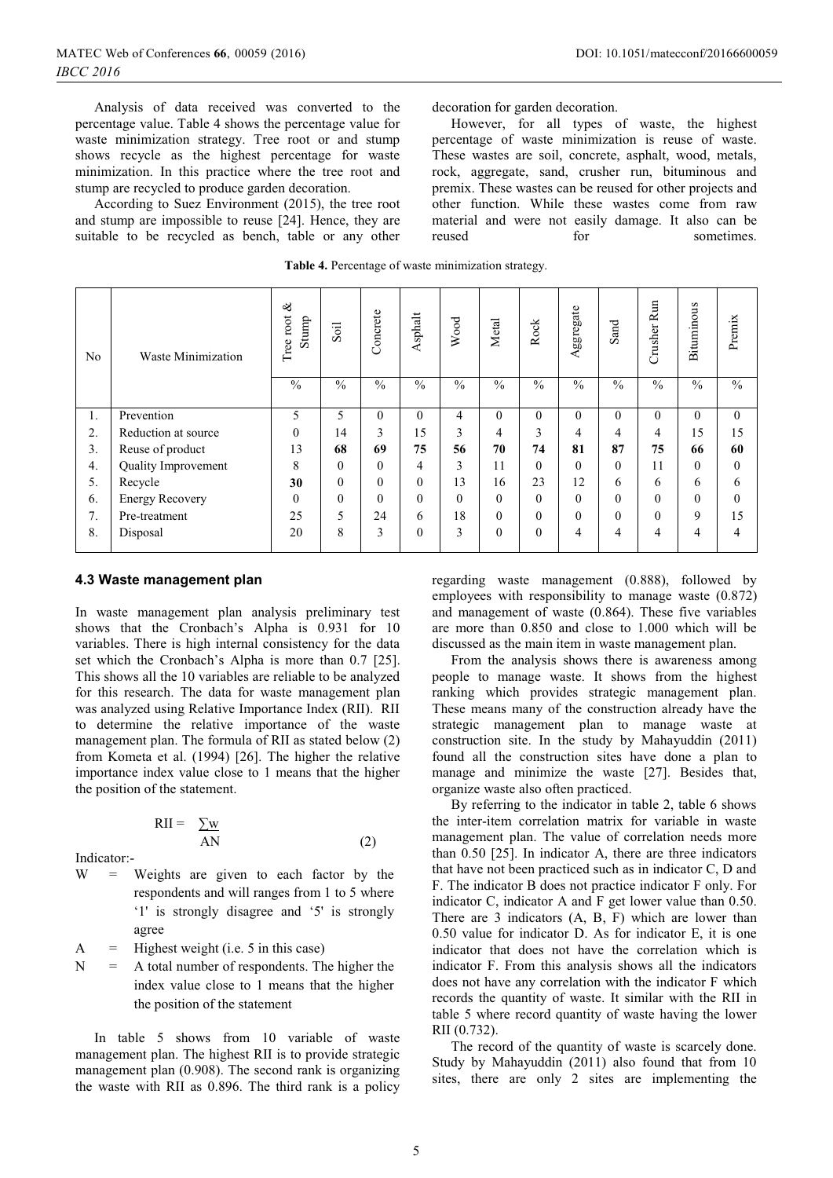Analysis of data received was converted to the percentage value. Table 4 shows the percentage value for waste minimization strategy. Tree root or and stump shows recycle as the highest percentage for waste minimization. In this practice where the tree root and stump are recycled to produce garden decoration.

According to Suez Environment (2015), the tree root and stump are impossible to reuse [24]. Hence, they are suitable to be recycled as bench, table or any other decoration for garden decoration.

However, for all types of waste, the highest percentage of waste minimization is reuse of waste. These wastes are soil, concrete, asphalt, wood, metals, rock, aggregate, sand, crusher run, bituminous and premix. These wastes can be reused for other projects and other function. While these wastes come from raw material and were not easily damage. It also can be reused for sometimes.

**Table 4.** Percentage of waste minimization strategy.

| No | Waste Minimization | Tree root & Stump | Soil | Concrete | Asphalt | Wood | Metal | Rock | Aggregate | Sand | Crusher Run | Bituminous | Premix |
|---|---|---|---|---|---|---|---|---|---|---|---|---|---|
| | | % | % | % | % | % | % | % | % | % | % | % | % |
| 1. | Prevention | 5 | 5 | 0 | 0 | 4 | 0 | 0 | 0 | 0 | 0 | 0 | 0 |
| 2. | Reduction at source | 0 | 14 | 3 | 15 | 3 | 4 | 3 | 4 | 4 | 4 | 15 | 15 |
| 3. | Reuse of product | 13 | **68** | **69** | **75** | **56** | **70** | **74** | **81** | **87** | **75** | **66** | **60** |
| 4. | Quality Improvement | 8 | 0 | 0 | 4 | 3 | 11 | 0 | 0 | 0 | 11 | 0 | 0 |
| 5. | Recycle | **30** | 0 | 0 | 0 | 13 | 16 | 23 | 12 | 6 | 6 | 6 | 6 |
| 6. | Energy Recovery | 0 | 0 | 0 | 0 | 0 | 0 | 0 | 0 | 0 | 0 | 0 | 0 |
| 7. | Pre-treatment | 25 | 5 | 24 | 6 | 18 | 0 | 0 | 0 | 0 | 0 | 9 | 15 |
| 8. | Disposal | 20 | 8 | 3 | 0 | 3 | 0 | 0 | 4 | 4 | 4 | 4 | 4 |

### 4.3 Waste management plan

In waste management plan analysis preliminary test shows that the Cronbach's Alpha is 0.931 for 10 variables. There is high internal consistency for the data set which the Cronbach's Alpha is more than 0.7 [25]. This shows all the 10 variables are reliable to be analyzed for this research. The data for waste management plan was analyzed using Relative Importance Index (RII). RII to determine the relative importance of the waste management plan. The formula of RII as stated below (2) from Kometa et al. (1994) [26]. The higher the relative importance index value close to 1 means that the higher the position of the statement.

$$RII = \frac{\sum w}{AN} \quad (2)$$

Indicator:-

- W = Weights are given to each factor by the respondents and will ranges from 1 to 5 where '1' is strongly disagree and '5' is strongly agree
- A = Highest weight (i.e. 5 in this case)
- N = A total number of respondents. The higher the index value close to 1 means that the higher the position of the statement

In table 5 shows from 10 variable of waste management plan. The highest RII is to provide strategic management plan (0.908). The second rank is organizing the waste with RII as 0.896. The third rank is a policy regarding waste management (0.888), followed by employees with responsibility to manage waste (0.872) and management of waste (0.864). These five variables are more than 0.850 and close to 1.000 which will be discussed as the main item in waste management plan.

From the analysis shows there is awareness among people to manage waste. It shows from the highest ranking which provides strategic management plan. These means many of the construction already have the strategic management plan to manage waste at construction site. In the study by Mahayuddin (2011) found all the construction sites have done a plan to manage and minimize the waste [27]. Besides that, organize waste also often practiced.

By referring to the indicator in table 2, table 6 shows the inter-item correlation matrix for variable in waste management plan. The value of correlation needs more than 0.50 [25]. In indicator A, there are three indicators that have not been practiced such as in indicator C, D and F. The indicator B does not practice indicator F only. For indicator C, indicator A and F get lower value than 0.50. There are 3 indicators (A, B, F) which are lower than 0.50 value for indicator D. As for indicator E, it is one indicator that does not have the correlation which is indicator F. From this analysis shows all the indicators does not have any correlation with the indicator F which records the quantity of waste. It similar with the RII in table 5 where record quantity of waste having the lower RII (0.732).

The record of the quantity of waste is scarcely done. Study by Mahayuddin (2011) also found that from 10 sites, there are only 2 sites are implementing the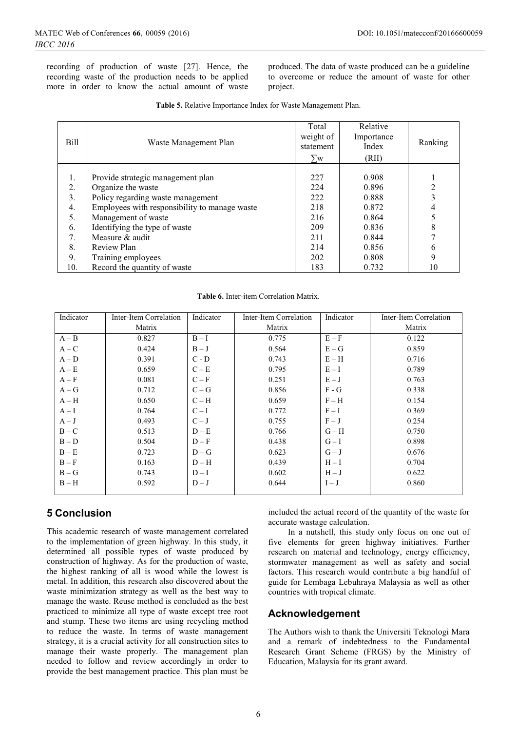recording of production of waste [27]. Hence, the recording waste of the production needs to be applied more in order to know the actual amount of waste produced. The data of waste produced can be a guideline to overcome or reduce the amount of waste for other project.

**Table 5.** Relative Importance Index for Waste Management Plan.

| Bill | Waste Management Plan | Total weight of statement ∑w | Relative Importance Index (RII) | Ranking |
|---|---|---|---|---|
| 1. | Provide strategic management plan | 227 | 0.908 | 1 |
| 2. | Organize the waste | 224 | 0.896 | 2 |
| 3. | Policy regarding waste management | 222 | 0.888 | 3 |
| 4. | Employees with responsibility to manage waste | 218 | 0.872 | 4 |
| 5. | Management of waste | 216 | 0.864 | 5 |
| 6. | Identifying the type of waste | 209 | 0.836 | 8 |
| 7. | Measure & audit | 211 | 0.844 | 7 |
| 8. | Review Plan | 214 | 0.856 | 6 |
| 9. | Training employees | 202 | 0.808 | 9 |
| 10. | Record the quantity of waste | 183 | 0.732 | 10 |

**Table 6.** Inter-item Correlation Matrix.

| Indicator | Inter-Item Correlation Matrix | Indicator | Inter-Item Correlation Matrix | Indicator | Inter-Item Correlation Matrix |
|---|---|---|---|---|---|
| A – B | 0.827 | B – I | 0.775 | E – F | 0.122 |
| A – C | 0.424 | B – J | 0.564 | E – G | 0.859 |
| A – D | 0.391 | C - D | 0.743 | E – H | 0.716 |
| A – E | 0.659 | C – E | 0.795 | E – I | 0.789 |
| A – F | 0.081 | C – F | 0.251 | E – J | 0.763 |
| A – G | 0.712 | C – G | 0.856 | F - G | 0.338 |
| A – H | 0.650 | C – H | 0.659 | F – H | 0.154 |
| A – I | 0.764 | C – I | 0.772 | F – I | 0.369 |
| A – J | 0.493 | C – J | 0.755 | F – J | 0.254 |
| B – C | 0.513 | D – E | 0.766 | G – H | 0.750 |
| B – D | 0.504 | D – F | 0.438 | G – I | 0.898 |
| B – E | 0.723 | D – G | 0.623 | G – J | 0.676 |
| B – F | 0.163 | D – H | 0.439 | H – I | 0.704 |
| B – G | 0.743 | D – I | 0.602 | H – J | 0.622 |
| B – H | 0.592 | D – J | 0.644 | I – J | 0.860 |

## 5 Conclusion

This academic research of waste management correlated to the implementation of green highway. In this study, it determined all possible types of waste produced by construction of highway. As for the production of waste, the highest ranking of all is wood while the lowest is metal. In addition, this research also discovered about the waste minimization strategy as well as the best way to manage the waste. Reuse method is concluded as the best practiced to minimize all type of waste except tree root and stump. These two items are using recycling method to reduce the waste. In terms of waste management strategy, it is a crucial activity for all construction sites to manage their waste properly. The management plan needed to follow and review accordingly in order to provide the best management practice. This plan must be included the actual record of the quantity of the waste for accurate wastage calculation.

In a nutshell, this study only focus on one out of five elements for green highway initiatives. Further research on material and technology, energy efficiency, stormwater management as well as safety and social factors. This research would contribute a big handful of guide for Lembaga Lebuhraya Malaysia as well as other countries with tropical climate.

## Acknowledgement

The Authors wish to thank the Universiti Teknologi Mara and a remark of indebtedness to the Fundamental Research Grant Scheme (FRGS) by the Ministry of Education, Malaysia for its grant award.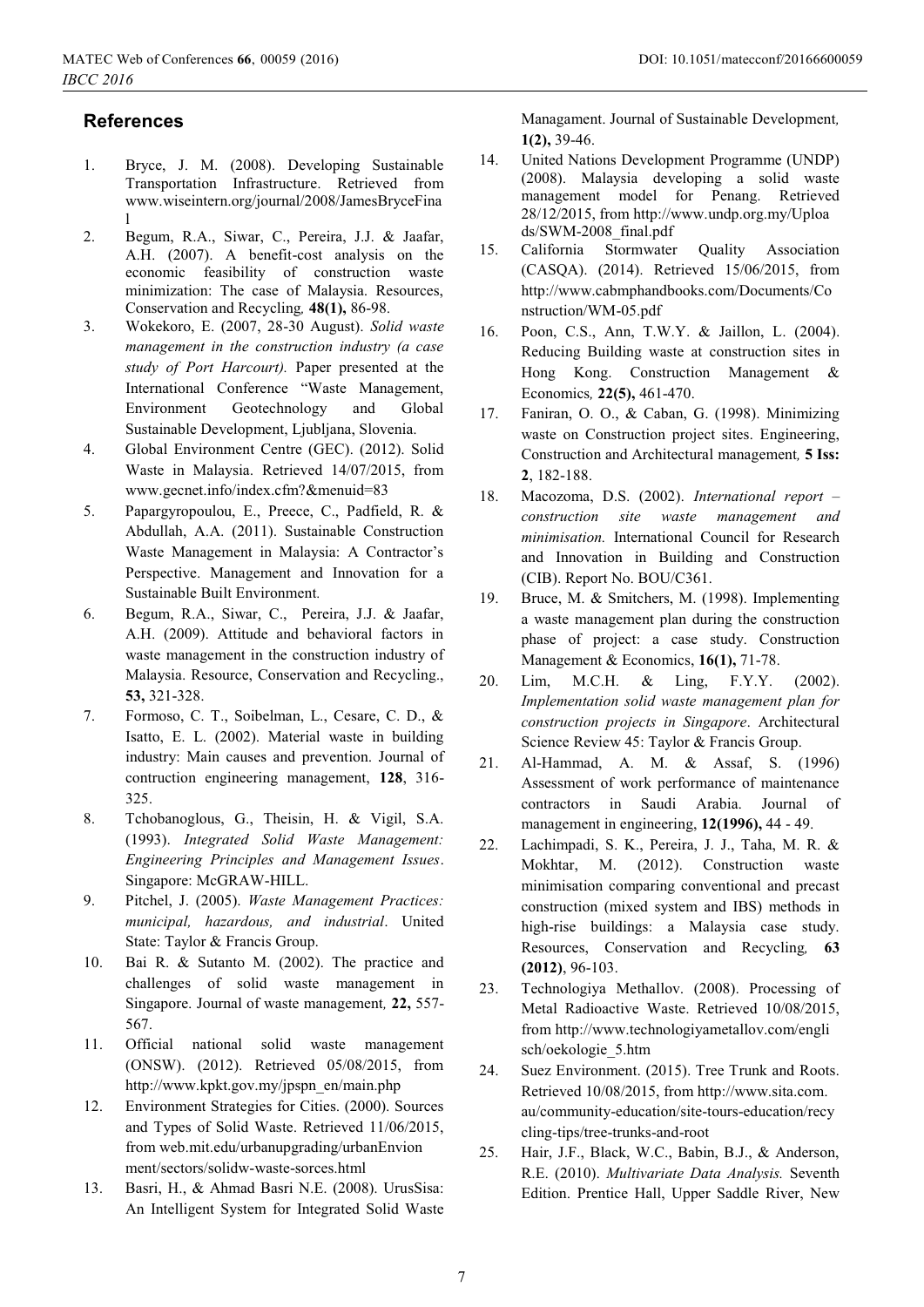## References

1. Bryce, J. M. (2008). Developing Sustainable Transportation Infrastructure. Retrieved from www.wiseintern.org/journal/2008/JamesBryceFinal
2. Begum, R.A., Siwar, C., Pereira, J.J. & Jaafar, A.H. (2007). A benefit-cost analysis on the economic feasibility of construction waste minimization: The case of Malaysia. Resources, Conservation and Recycling*,* **48(1),** 86-98.
3. Wokekoro, E. (2007, 28-30 August). *Solid waste management in the construction industry (a case study of Port Harcourt).* Paper presented at the International Conference "Waste Management, Environment Geotechnology and Global Sustainable Development, Ljubljana, Slovenia.
4. Global Environment Centre (GEC). (2012). Solid Waste in Malaysia. Retrieved 14/07/2015, from www.gecnet.info/index.cfm?&menuid=83
5. Papargyropoulou, E., Preece, C., Padfield, R. & Abdullah, A.A. (2011). Sustainable Construction Waste Management in Malaysia: A Contractor's Perspective. Management and Innovation for a Sustainable Built Environment.
6. Begum, R.A., Siwar, C., Pereira, J.J. & Jaafar, A.H. (2009). Attitude and behavioral factors in waste management in the construction industry of Malaysia. Resource, Conservation and Recycling., **53,** 321-328.
7. Formoso, C. T., Soibelman, L., Cesare, C. D., & Isatto, E. L. (2002). Material waste in building industry: Main causes and prevention. Journal of contruction engineering management, **128**, 316-325.
8. Tchobanoglous, G., Theisin, H. & Vigil, S.A. (1993). *Integrated Solid Waste Management: Engineering Principles and Management Issues*. Singapore: McGRAW-HILL.
9. Pitchel, J. (2005). *Waste Management Practices: municipal, hazardous, and industrial*. United State: Taylor & Francis Group.
10. Bai R. & Sutanto M. (2002). The practice and challenges of solid waste management in Singapore. Journal of waste management*,* **22,** 557-567.
11. Official national solid waste management (ONSW). (2012). Retrieved 05/08/2015, from http://www.kpkt.gov.my/jpspn_en/main.php
12. Environment Strategies for Cities. (2000). Sources and Types of Solid Waste. Retrieved 11/06/2015, from web.mit.edu/urbanupgrading/urbanEnvironment/sectors/solidw-waste-sorces.html
13. Basri, H., & Ahmad Basri N.E. (2008). UrusSisa: An Intelligent System for Integrated Solid Waste Managament. Journal of Sustainable Development*,* **1(2),** 39-46.
14. United Nations Development Programme (UNDP) (2008). Malaysia developing a solid waste management model for Penang. Retrieved 28/12/2015, from http://www.undp.org.my/Uploads/SWM-2008_final.pdf
15. California Stormwater Quality Association (CASQA). (2014). Retrieved 15/06/2015, from http://www.cabmphandbooks.com/Documents/Construction/WM-05.pdf
16. Poon, C.S., Ann, T.W.Y. & Jaillon, L. (2004). Reducing Building waste at construction sites in Hong Kong. Construction Management & Economics*,* **22(5),** 461-470.
17. Faniran, O. O., & Caban, G. (1998). Minimizing waste on Construction project sites. Engineering, Construction and Architectural management*,* **5 Iss: 2**, 182-188.
18. Macozoma, D.S. (2002). *International report – construction site waste management and minimisation.* International Council for Research and Innovation in Building and Construction (CIB). Report No. BOU/C361.
19. Bruce, M. & Smitchers, M. (1998). Implementing a waste management plan during the construction phase of project: a case study. Construction Management & Economics, **16(1),** 71-78.
20. Lim, M.C.H. & Ling, F.Y.Y. (2002). *Implementation solid waste management plan for construction projects in Singapore*. Architectural Science Review 45: Taylor & Francis Group.
21. Al-Hammad, A. M. & Assaf, S. (1996) Assessment of work performance of maintenance contractors in Saudi Arabia. Journal of management in engineering, **12(1996),** 44 - 49.
22. Lachimpadi, S. K., Pereira, J. J., Taha, M. R. & Mokhtar, M. (2012). Construction waste minimisation comparing conventional and precast construction (mixed system and IBS) methods in high-rise buildings: a Malaysia case study. Resources, Conservation and Recycling*,* **63 (2012)**, 96-103.
23. Technologiya Methallov. (2008). Processing of Metal Radioactive Waste. Retrieved 10/08/2015, from http://www.technologiyametallov.com/english/oekologie_5.htm
24. Suez Environment. (2015). Tree Trunk and Roots. Retrieved 10/08/2015, from http://www.sita.com.au/community-education/site-tours-education/recycling-tips/tree-trunks-and-root
25. Hair, J.F., Black, W.C., Babin, B.J., & Anderson, R.E. (2010). *Multivariate Data Analysis.* Seventh Edition. Prentice Hall, Upper Saddle River, New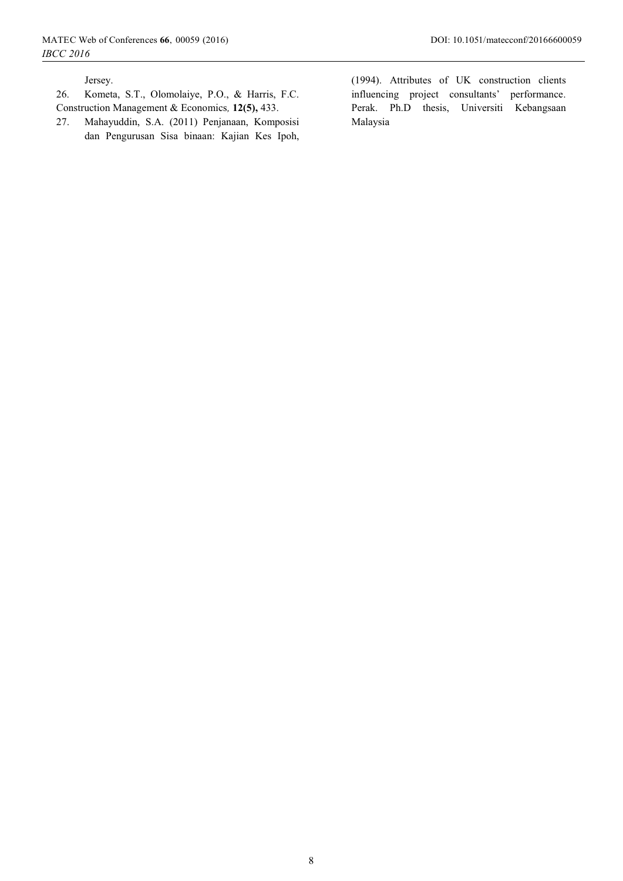Jersey.

26. Kometa, S.T., Olomolaiye, P.O., & Harris, F.C. (1994). Attributes of UK construction clients influencing project consultants' performance. Construction Management & Economics, **12(5),** 433.

27. Mahayuddin, S.A. (2011) Penjanaan, Komposisi dan Pengurusan Sisa binaan: Kajian Kes Ipoh, Perak. Ph.D thesis, Universiti Kebangsaan Malaysia